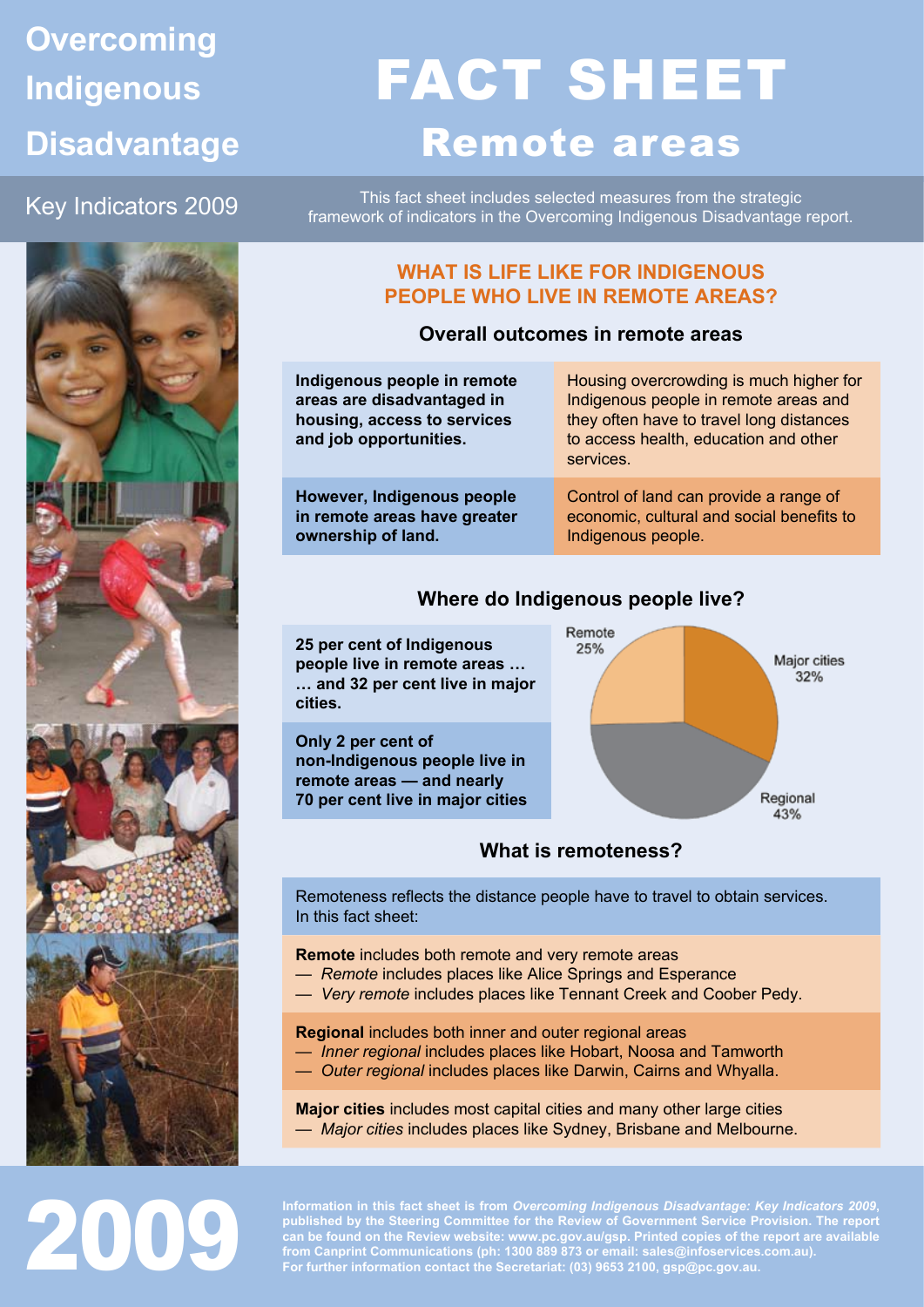# Overcoming Indigenous Disadvantage

# FACT SHEET

## Remote areas

Key Indicators 2009

This fact sheet includes selected measures from the strategic framework of indicators in the Overcoming Indigenous Disadvantage report.

## WHAT IS LIFE LIKE FOR INDIGENOUS PEOPLE WHO LIVE IN REMOTE AREAS?

### Overall outcomes in remote areas

| | |
|---|---|
| **Indigenous people in remote areas are disadvantaged in housing, access to services and job opportunities.** | Housing overcrowding is much higher for Indigenous people in remote areas and they often have to travel long distances to access health, education and other services. |
| **However, Indigenous people in remote areas have greater ownership of land.** | Control of land can provide a range of economic, cultural and social benefits to Indigenous people. |

### Where do Indigenous people live?

**25 per cent of Indigenous people live in remote areas … … and 32 per cent live in major cities.**

**Only 2 per cent of non-Indigenous people live in remote areas — and nearly 70 per cent live in major cities**

Remote 25%, Major cities 32%, Regional 43%

### What is remoteness?

Remoteness reflects the distance people have to travel to obtain services. In this fact sheet:

**Remote** includes both remote and very remote areas
- *Remote* includes places like Alice Springs and Esperance
- *Very remote* includes places like Tennant Creek and Coober Pedy.

**Regional** includes both inner and outer regional areas
- *Inner regional* includes places like Hobart, Noosa and Tamworth
- *Outer regional* includes places like Darwin, Cairns and Whyalla.

**Major cities** includes most capital cities and many other large cities
- *Major cities* includes places like Sydney, Brisbane and Melbourne.

2009

Information in this fact sheet is from *Overcoming Indigenous Disadvantage: Key Indicators 2009*, published by the Steering Committee for the Review of Government Service Provision. The report can be found on the Review website: www.pc.gov.au/gsp. Printed copies of the report are available from Canprint Communications (ph: 1300 889 873 or email: sales@infoservices.com.au). For further information contact the Secretariat: (03) 9653 2100, gsp@pc.gov.au.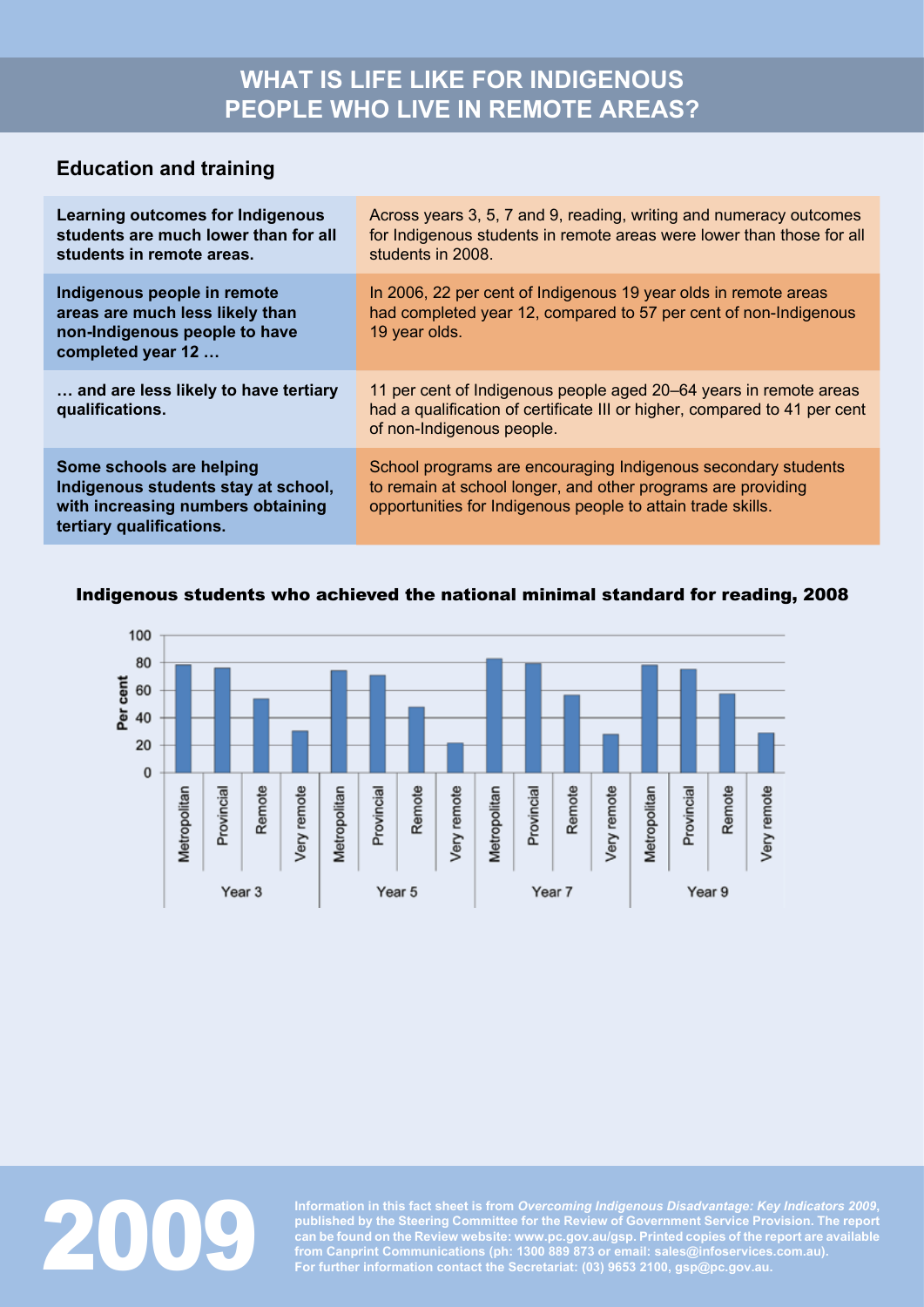# WHAT IS LIFE LIKE FOR INDIGENOUS PEOPLE WHO LIVE IN REMOTE AREAS?

## Education and training

| | |
|---|---|
| **Learning outcomes for Indigenous students are much lower than for all students in remote areas.** | Across years 3, 5, 7 and 9, reading, writing and numeracy outcomes for Indigenous students in remote areas were lower than those for all students in 2008. |
| **Indigenous people in remote areas are much less likely than non-Indigenous people to have completed year 12 …** | In 2006, 22 per cent of Indigenous 19 year olds in remote areas had completed year 12, compared to 57 per cent of non-Indigenous 19 year olds. |
| **… and are less likely to have tertiary qualifications.** | 11 per cent of Indigenous people aged 20–64 years in remote areas had a qualification of certificate III or higher, compared to 41 per cent of non-Indigenous people. |
| **Some schools are helping Indigenous students stay at school, with increasing numbers obtaining tertiary qualifications.** | School programs are encouraging Indigenous secondary students to remain at school longer, and other programs are providing opportunities for Indigenous people to attain trade skills. |

**Indigenous students who achieved the national minimal standard for reading, 2008**

Per cent (0–100), by Year 3, Year 5, Year 7, Year 9 — Metropolitan, Provincial, Remote, Very remote

**Information in this fact sheet is from *Overcoming Indigenous Disadvantage: Key Indicators 2009*, published by the Steering Committee for the Review of Government Service Provision. The report can be found on the Review website: www.pc.gov.au/gsp. Printed copies of the report are available from Canprint Communications (ph: 1300 889 873 or email: sales@infoservices.com.au). For further information contact the Secretariat: (03) 9653 2100, gsp@pc.gov.au.**

**2009**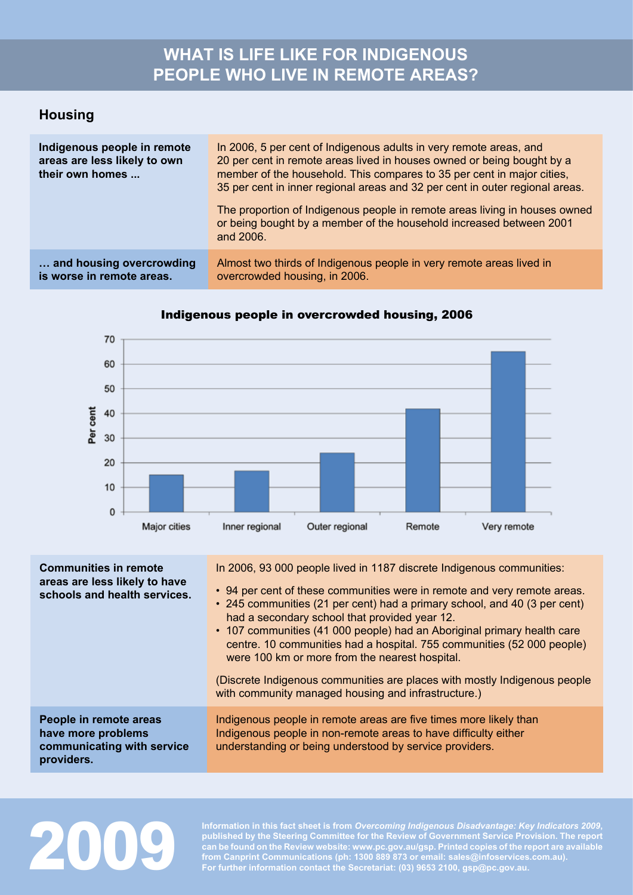# WHAT IS LIFE LIKE FOR INDIGENOUS PEOPLE WHO LIVE IN REMOTE AREAS?

## Housing

**Indigenous people in remote areas are less likely to own their own homes ...**

In 2006, 5 per cent of Indigenous adults in very remote areas, and 20 per cent in remote areas lived in houses owned or being bought by a member of the household. This compares to 35 per cent in major cities, 35 per cent in inner regional areas and 32 per cent in outer regional areas.

The proportion of Indigenous people in remote areas living in houses owned or being bought by a member of the household increased between 2001 and 2006.

**... and housing overcrowding is worse in remote areas.**

Almost two thirds of Indigenous people in very remote areas lived in overcrowded housing, in 2006.

**Indigenous people in overcrowded housing, 2006**

| | Major cities | Inner regional | Outer regional | Remote | Very remote |
|---|---|---|---|---|---|
| Per cent (approx.) | 15 | 17 | 24 | 42 | 65 |

**Communities in remote areas are less likely to have schools and health services.**

In 2006, 93 000 people lived in 1187 discrete Indigenous communities:

- 94 per cent of these communities were in remote and very remote areas.
- 245 communities (21 per cent) had a primary school, and 40 (3 per cent) had a secondary school that provided year 12.
- 107 communities (41 000 people) had an Aboriginal primary health care centre. 10 communities had a hospital. 755 communities (52 000 people) were 100 km or more from the nearest hospital.

(Discrete Indigenous communities are places with mostly Indigenous people with community managed housing and infrastructure.)

**People in remote areas have more problems communicating with service providers.**

Indigenous people in remote areas are five times more likely than Indigenous people in non-remote areas to have difficulty either understanding or being understood by service providers.

**2009**

Information in this fact sheet is from *Overcoming Indigenous Disadvantage: Key Indicators 2009*, published by the Steering Committee for the Review of Government Service Provision. The report can be found on the Review website: www.pc.gov.au/gsp. Printed copies of the report are available from Canprint Communications (ph: 1300 889 873 or email: sales@infoservices.com.au). For further information contact the Secretariat: (03) 9653 2100, gsp@pc.gov.au.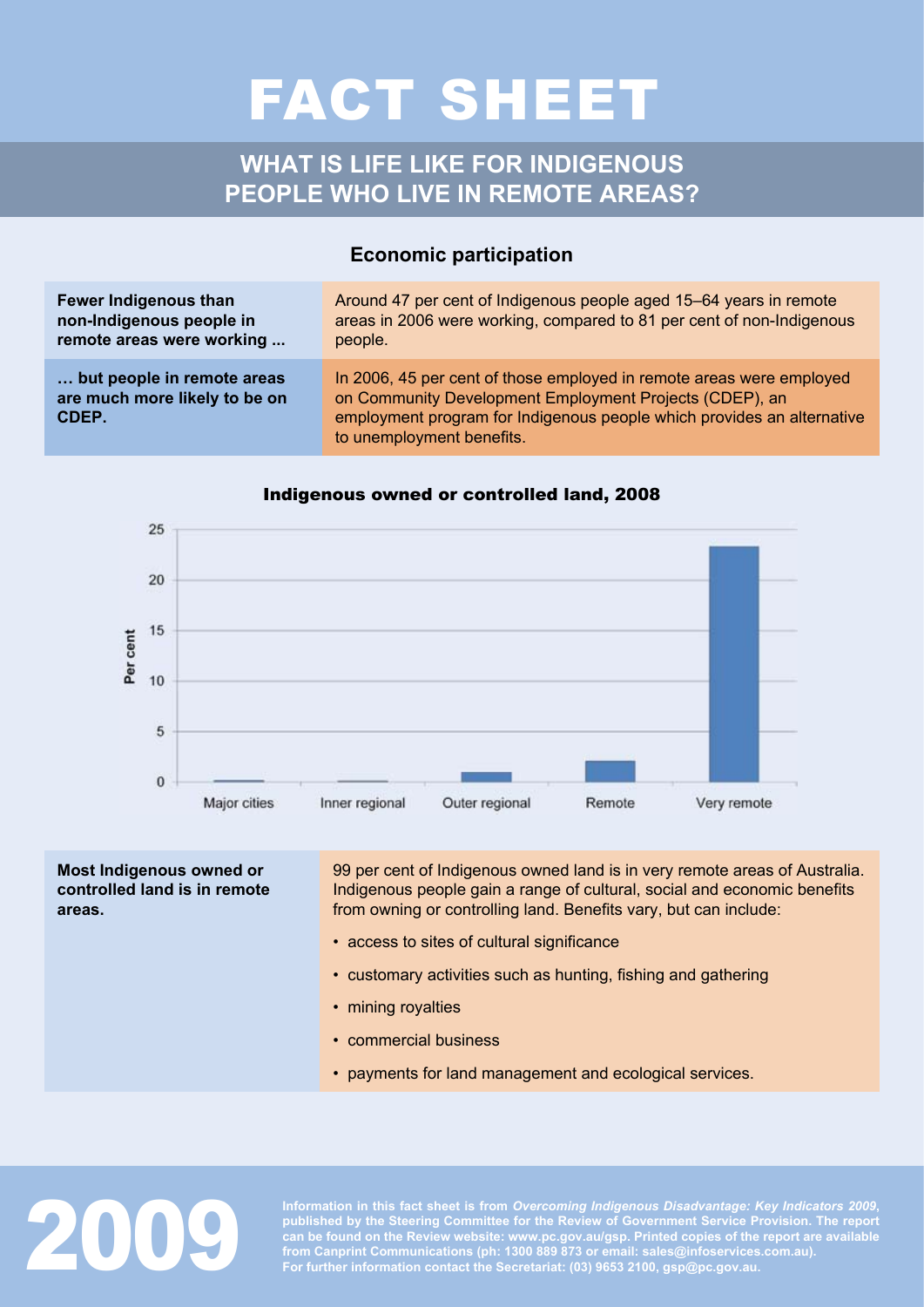# FACT SHEET

## WHAT IS LIFE LIKE FOR INDIGENOUS PEOPLE WHO LIVE IN REMOTE AREAS?

### Economic participation

| | |
|---|---|
| **Fewer Indigenous than non-Indigenous people in remote areas were working ...** | Around 47 per cent of Indigenous people aged 15–64 years in remote areas in 2006 were working, compared to 81 per cent of non-Indigenous people. |
| **… but people in remote areas are much more likely to be on CDEP.** | In 2006, 45 per cent of those employed in remote areas were employed on Community Development Employment Projects (CDEP), an employment program for Indigenous people which provides an alternative to unemployment benefits. |

**Indigenous owned or controlled land, 2008**

Per cent

25
20
15
10
5
0

Major cities
Inner regional
Outer regional
Remote
Very remote

| | |
|---|---|
| **Most Indigenous owned or controlled land is in remote areas.** | 99 per cent of Indigenous owned land is in very remote areas of Australia. Indigenous people gain a range of cultural, social and economic benefits from owning or controlling land. Benefits vary, but can include: |

- access to sites of cultural significance
- customary activities such as hunting, fishing and gathering
- mining royalties
- commercial business
- payments for land management and ecological services.

**2009**

**Information in this fact sheet is from *Overcoming Indigenous Disadvantage: Key Indicators 2009*, published by the Steering Committee for the Review of Government Service Provision. The report can be found on the Review website: www.pc.gov.au/gsp. Printed copies of the report are available from Canprint Communications (ph: 1300 889 873 or email: sales@infoservices.com.au). For further information contact the Secretariat: (03) 9653 2100, gsp@pc.gov.au.**